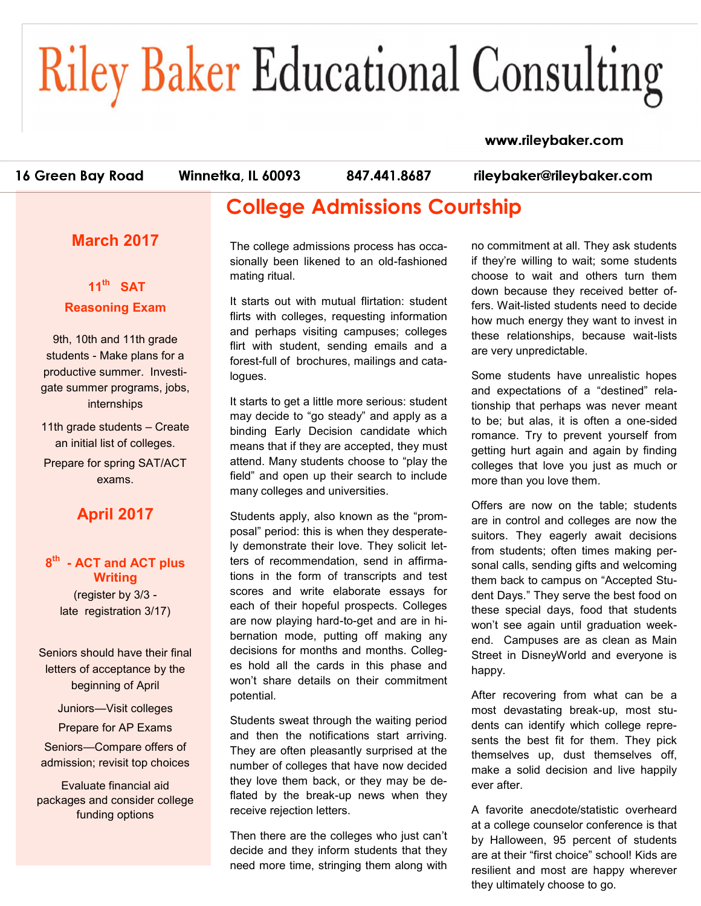# Riley Baker Educational Consulting

www.rileybaker.com

16 Green Bay Road | Winnetka, IL 60093 | 847.441.8687 | rileybaker@rileybaker.com

## March 2017

**11th SAT Reasoning Exam**

9th, 10th and 11th grade students - Make plans for a productive summer. Investigate summer programs, jobs, internships

11th grade students – Create an initial list of colleges.

Prepare for spring SAT/ACT exams.

## April 2017

**8th - ACT and ACT plus Writing**

(register by 3/3 - late registration 3/17)

Seniors should have their final letters of acceptance by the beginning of April

Juniors—Visit colleges

Prepare for AP Exams

Seniors—Compare offers of admission; revisit top choices

Evaluate financial aid packages and consider college funding options

## College Admissions Courtship

The college admissions process has occasionally been likened to an old-fashioned mating ritual.

It starts out with mutual flirtation: student flirts with colleges, requesting information and perhaps visiting campuses; colleges flirt with student, sending emails and a forest-full of brochures, mailings and catalogues.

It starts to get a little more serious: student may decide to "go steady" and apply as a binding Early Decision candidate which means that if they are accepted, they must attend. Many students choose to "play the field" and open up their search to include many colleges and universities.

Students apply, also known as the "promposal" period: this is when they desperately demonstrate their love. They solicit letters of recommendation, send in affirmations in the form of transcripts and test scores and write elaborate essays for each of their hopeful prospects. Colleges are now playing hard-to-get and are in hibernation mode, putting off making any decisions for months and months. Colleges hold all the cards in this phase and won't share details on their commitment potential.

Students sweat through the waiting period and then the notifications start arriving. They are often pleasantly surprised at the number of colleges that have now decided they love them back, or they may be deflated by the break-up news when they receive rejection letters.

Then there are the colleges who just can't decide and they inform students that they need more time, stringing them along with no commitment at all. They ask students if they're willing to wait; some students choose to wait and others turn them down because they received better offers. Wait-listed students need to decide how much energy they want to invest in these relationships, because wait-lists are very unpredictable.

Some students have unrealistic hopes and expectations of a "destined" relationship that perhaps was never meant to be; but alas, it is often a one-sided romance. Try to prevent yourself from getting hurt again and again by finding colleges that love you just as much or more than you love them.

Offers are now on the table; students are in control and colleges are now the suitors. They eagerly await decisions from students; often times making personal calls, sending gifts and welcoming them back to campus on "Accepted Student Days." They serve the best food on these special days, food that students won't see again until graduation weekend. Campuses are as clean as Main Street in DisneyWorld and everyone is happy.

After recovering from what can be a most devastating break-up, most students can identify which college represents the best fit for them. They pick themselves up, dust themselves off, make a solid decision and live happily ever after.

A favorite anecdote/statistic overheard at a college counselor conference is that by Halloween, 95 percent of students are at their "first choice" school! Kids are resilient and most are happy wherever they ultimately choose to go.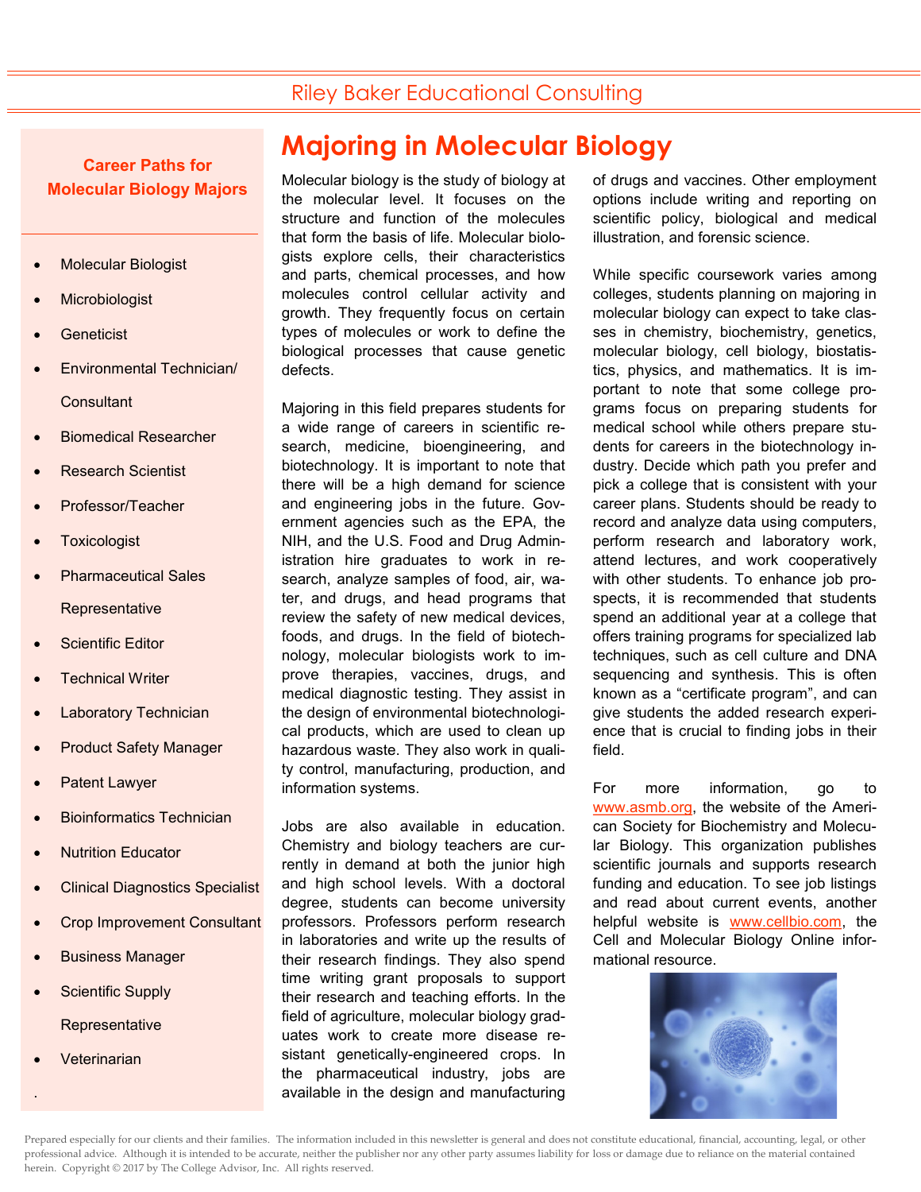# Majoring in Molecular Biology

Molecular biology is the study of biology at the molecular level. It focuses on the structure and function of the molecules that form the basis of life. Molecular biologists explore cells, their characteristics and parts, chemical processes, and how molecules control cellular activity and growth. They frequently focus on certain types of molecules or work to define the biological processes that cause genetic defects.

Majoring in this field prepares students for a wide range of careers in scientific research, medicine, bioengineering, and biotechnology. It is important to note that there will be a high demand for science and engineering jobs in the future. Government agencies such as the EPA, the NIH, and the U.S. Food and Drug Administration hire graduates to work in research, analyze samples of food, air, water, and drugs, and head programs that review the safety of new medical devices, foods, and drugs. In the field of biotechnology, molecular biologists work to improve therapies, vaccines, drugs, and medical diagnostic testing. They assist in the design of environmental biotechnological products, which are used to clean up hazardous waste. They also work in quality control, manufacturing, production, and information systems.

Jobs are also available in education. Chemistry and biology teachers are currently in demand at both the junior high and high school levels. With a doctoral degree, students can become university professors. Professors perform research in laboratories and write up the results of their research findings. They also spend time writing grant proposals to support their research and teaching efforts. In the field of agriculture, molecular biology graduates work to create more disease resistant genetically-engineered crops. In the pharmaceutical industry, jobs are available in the design and manufacturing of drugs and vaccines. Other employment options include writing and reporting on scientific policy, biological and medical illustration, and forensic science.

While specific coursework varies among colleges, students planning on majoring in molecular biology can expect to take classes in chemistry, biochemistry, genetics, molecular biology, cell biology, biostatistics, physics, and mathematics. It is important to note that some college programs focus on preparing students for medical school while others prepare students for careers in the biotechnology industry. Decide which path you prefer and pick a college that is consistent with your career plans. Students should be ready to record and analyze data using computers, perform research and laboratory work, attend lectures, and work cooperatively with other students. To enhance job prospects, it is recommended that students spend an additional year at a college that offers training programs for specialized lab techniques, such as cell culture and DNA sequencing and synthesis. This is often known as a "certificate program", and can give students the added research experience that is crucial to finding jobs in their field.

For more information, go to www.asmb.org, the website of the American Society for Biochemistry and Molecular Biology. This organization publishes scientific journals and supports research funding and education. To see job listings and read about current events, another helpful website is www.cellbio.com, the Cell and Molecular Biology Online informational resource.

## Career Paths for Molecular Biology Majors

- Molecular Biologist
- Microbiologist
- Geneticist
- Environmental Technician/ Consultant
- Biomedical Researcher
- Research Scientist
- Professor/Teacher
- Toxicologist
- Pharmaceutical Sales Representative
- Scientific Editor
- Technical Writer
- Laboratory Technician
- Product Safety Manager
- Patent Lawyer
- Bioinformatics Technician
- Nutrition Educator
- Clinical Diagnostics Specialist
- Crop Improvement Consultant
- Business Manager
- Scientific Supply Representative
- Veterinarian

Prepared especially for our clients and their families. The information included in this newsletter is general and does not constitute educational, financial, accounting, legal, or other professional advice. Although it is intended to be accurate, neither the publisher nor any other party assumes liability for loss or damage due to reliance on the material contained herein. Copyright © 2017 by The College Advisor, Inc. All rights reserved.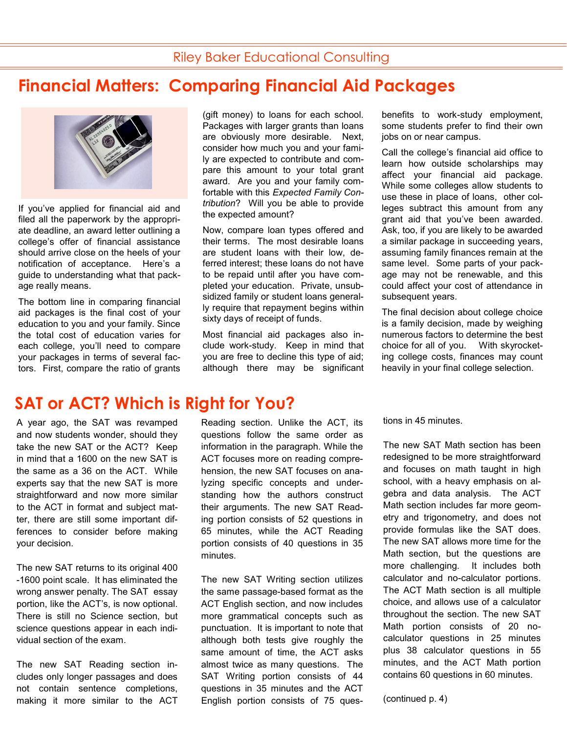# Financial Matters: Comparing Financial Aid Packages

If you've applied for financial aid and filed all the paperwork by the appropriate deadline, an award letter outlining a college's offer of financial assistance should arrive close on the heels of your notification of acceptance. Here's a guide to understanding what that package really means.

The bottom line in comparing financial aid packages is the final cost of your education to you and your family. Since the total cost of education varies for each college, you'll need to compare your packages in terms of several factors. First, compare the ratio of grants (gift money) to loans for each school. Packages with larger grants than loans are obviously more desirable. Next, consider how much you and your family are expected to contribute and compare this amount to your total grant award. Are you and your family comfortable with this *Expected Family Contribution*? Will you be able to provide the expected amount?

Now, compare loan types offered and their terms. The most desirable loans are student loans with their low, deferred interest; these loans do not have to be repaid until after you have completed your education. Private, unsubsidized family or student loans generally require that repayment begins within sixty days of receipt of funds.

Most financial aid packages also include work-study. Keep in mind that you are free to decline this type of aid; although there may be significant benefits to work-study employment, some students prefer to find their own jobs on or near campus.

Call the college's financial aid office to learn how outside scholarships may affect your financial aid package. While some colleges allow students to use these in place of loans, other colleges subtract this amount from any grant aid that you've been awarded. Ask, too, if you are likely to be awarded a similar package in succeeding years, assuming family finances remain at the same level. Some parts of your package may not be renewable, and this could affect your cost of attendance in subsequent years.

The final decision about college choice is a family decision, made by weighing numerous factors to determine the best choice for all of you. With skyrocketing college costs, finances may count heavily in your final college selection.

# SAT or ACT? Which is Right for You?

A year ago, the SAT was revamped and now students wonder, should they take the new SAT or the ACT? Keep in mind that a 1600 on the new SAT is the same as a 36 on the ACT. While experts say that the new SAT is more straightforward and now more similar to the ACT in format and subject matter, there are still some important differences to consider before making your decision.

The new SAT returns to its original 400-1600 point scale. It has eliminated the wrong answer penalty. The SAT essay portion, like the ACT's, is now optional. There is still no Science section, but science questions appear in each individual section of the exam.

The new SAT Reading section includes only longer passages and does not contain sentence completions, making it more similar to the ACT Reading section. Unlike the ACT, its questions follow the same order as information in the paragraph. While the ACT focuses more on reading comprehension, the new SAT focuses on analyzing specific concepts and understanding how the authors construct their arguments. The new SAT Reading portion consists of 52 questions in 65 minutes, while the ACT Reading portion consists of 40 questions in 35 minutes.

The new SAT Writing section utilizes the same passage-based format as the ACT English section, and now includes more grammatical concepts such as punctuation. It is important to note that although both tests give roughly the same amount of time, the ACT asks almost twice as many questions. The SAT Writing portion consists of 44 questions in 35 minutes and the ACT English portion consists of 75 questions in 45 minutes.

The new SAT Math section has been redesigned to be more straightforward and focuses on math taught in high school, with a heavy emphasis on algebra and data analysis. The ACT Math section includes far more geometry and trigonometry, and does not provide formulas like the SAT does. The new SAT allows more time for the Math section, but the questions are more challenging. It includes both calculator and no-calculator portions. The ACT Math section is all multiple choice, and allows use of a calculator throughout the section. The new SAT Math portion consists of 20 no-calculator questions in 25 minutes plus 38 calculator questions in 55 minutes, and the ACT Math portion contains 60 questions in 60 minutes.

(continued p. 4)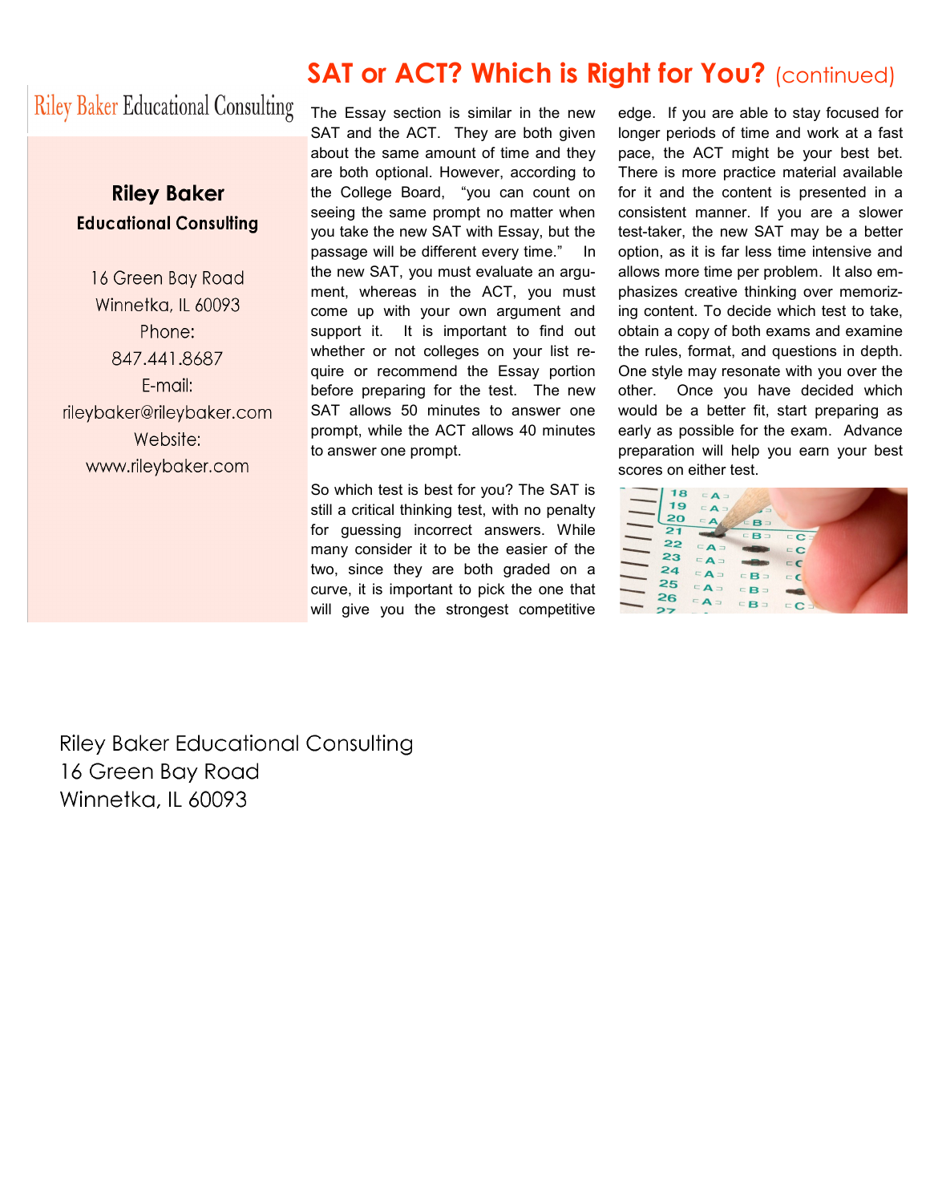Riley Baker Educational Consulting

**Riley Baker**
**Educational Consulting**

16 Green Bay Road
Winnetka, IL 60093
Phone:
847.441.8687
E-mail:
rileybaker@rileybaker.com
Website:
www.rileybaker.com

## SAT or ACT? Which is Right for You? (continued)

The Essay section is similar in the new SAT and the ACT. They are both given about the same amount of time and they are both optional. However, according to the College Board, "you can count on seeing the same prompt no matter when you take the new SAT with Essay, but the passage will be different every time." In the new SAT, you must evaluate an argument, whereas in the ACT, you must come up with your own argument and support it. It is important to find out whether or not colleges on your list require or recommend the Essay portion before preparing for the test. The new SAT allows 50 minutes to answer one prompt, while the ACT allows 40 minutes to answer one prompt.

So which test is best for you? The SAT is still a critical thinking test, with no penalty for guessing incorrect answers. While many consider it to be the easier of the two, since they are both graded on a curve, it is important to pick the one that will give you the strongest competitive edge. If you are able to stay focused for longer periods of time and work at a fast pace, the ACT might be your best bet. There is more practice material available for it and the content is presented in a consistent manner. If you are a slower test-taker, the new SAT may be a better option, as it is far less time intensive and allows more time per problem. It also emphasizes creative thinking over memorizing content. To decide which test to take, obtain a copy of both exams and examine the rules, format, and questions in depth. One style may resonate with you over the other. Once you have decided which would be a better fit, start preparing as early as possible for the exam. Advance preparation will help you earn your best scores on either test.

Riley Baker Educational Consulting
16 Green Bay Road
Winnetka, IL 60093